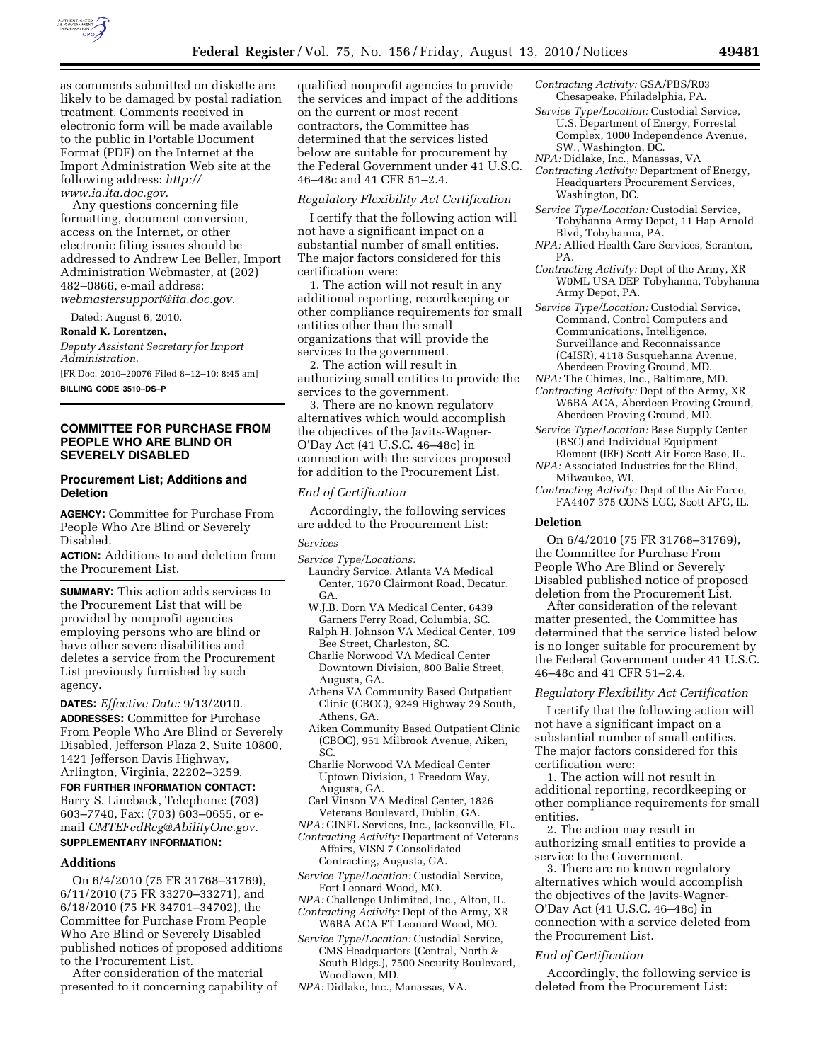as comments submitted on diskette are likely to be damaged by postal radiation treatment. Comments received in electronic form will be made available to the public in Portable Document Format (PDF) on the Internet at the Import Administration Web site at the following address: *http://www.ia.ita.doc.gov*.

Any questions concerning file formatting, document conversion, access on the Internet, or other electronic filing issues should be addressed to Andrew Lee Beller, Import Administration Webmaster, at (202) 482–0866, e-mail address: *webmastersupport@ita.doc.gov*.

Dated: August 6, 2010.

**Ronald K. Lorentzen,**

*Deputy Assistant Secretary for Import Administration.*

[FR Doc. 2010–20076 Filed 8–12–10; 8:45 am]

**BILLING CODE 3510–DS–P**

## COMMITTEE FOR PURCHASE FROM PEOPLE WHO ARE BLIND OR SEVERELY DISABLED

### Procurement List; Additions and Deletion

**AGENCY:** Committee for Purchase From People Who Are Blind or Severely Disabled.

**ACTION:** Additions to and deletion from the Procurement List.

**SUMMARY:** This action adds services to the Procurement List that will be provided by nonprofit agencies employing persons who are blind or have other severe disabilities and deletes a service from the Procurement List previously furnished by such agency.

**DATES:** *Effective Date:* 9/13/2010.

**ADDRESSES:** Committee for Purchase From People Who Are Blind or Severely Disabled, Jefferson Plaza 2, Suite 10800, 1421 Jefferson Davis Highway, Arlington, Virginia, 22202–3259.

**FOR FURTHER INFORMATION CONTACT:** Barry S. Lineback, Telephone: (703) 603–7740, Fax: (703) 603–0655, or e-mail *CMTEFedReg@AbilityOne.gov.*

**SUPPLEMENTARY INFORMATION:**

#### Additions

On 6/4/2010 (75 FR 31768–31769), 6/11/2010 (75 FR 33270–33271), and 6/18/2010 (75 FR 34701–34702), the Committee for Purchase From People Who Are Blind or Severely Disabled published notices of proposed additions to the Procurement List.

After consideration of the material presented to it concerning capability of qualified nonprofit agencies to provide the services and impact of the additions on the current or most recent contractors, the Committee has determined that the services listed below are suitable for procurement by the Federal Government under 41 U.S.C. 46–48c and 41 CFR 51–2.4.

*Regulatory Flexibility Act Certification*

I certify that the following action will not have a significant impact on a substantial number of small entities. The major factors considered for this certification were:

1. The action will not result in any additional reporting, recordkeeping or other compliance requirements for small entities other than the small organizations that will provide the services to the government.

2. The action will result in authorizing small entities to provide the services to the government.

3. There are no known regulatory alternatives which would accomplish the objectives of the Javits-Wagner-O'Day Act (41 U.S.C. 46–48c) in connection with the services proposed for addition to the Procurement List.

*End of Certification*

Accordingly, the following services are added to the Procurement List:

*Services*

*Service Type/Locations:*
Laundry Service, Atlanta VA Medical Center, 1670 Clairmont Road, Decatur, GA.
W.J.B. Dorn VA Medical Center, 6439 Garners Ferry Road, Columbia, SC.
Ralph H. Johnson VA Medical Center, 109 Bee Street, Charleston, SC.
Charlie Norwood VA Medical Center Downtown Division, 800 Balie Street, Augusta, GA.
Athens VA Community Based Outpatient Clinic (CBOC), 9249 Highway 29 South, Athens, GA.
Aiken Community Based Outpatient Clinic (CBOC), 951 Milbrook Avenue, Aiken, SC.
Charlie Norwood VA Medical Center Uptown Division, 1 Freedom Way, Augusta, GA.
Carl Vinson VA Medical Center, 1826 Veterans Boulevard, Dublin, GA.

*NPA:* GINFL Services, Inc., Jacksonville, FL.
*Contracting Activity:* Department of Veterans Affairs, VISN 7 Consolidated Contracting, Augusta, GA.

*Service Type/Location:* Custodial Service, Fort Leonard Wood, MO.
*NPA:* Challenge Unlimited, Inc., Alton, IL.
*Contracting Activity:* Dept of the Army, XR W6BA ACA FT Leonard Wood, MO.

*Service Type/Location:* Custodial Service, CMS Headquarters (Central, North & South Bldgs.), 7500 Security Boulevard, Woodlawn, MD.
*NPA:* Didlake, Inc., Manassas, VA.
*Contracting Activity:* GSA/PBS/R03 Chesapeake, Philadelphia, PA.

*Service Type/Location:* Custodial Service, U.S. Department of Energy, Forrestal Complex, 1000 Independence Avenue, SW., Washington, DC.
*NPA:* Didlake, Inc., Manassas, VA
*Contracting Activity:* Department of Energy, Headquarters Procurement Services, Washington, DC.

*Service Type/Location:* Custodial Service, Tobyhanna Army Depot, 11 Hap Arnold Blvd, Tobyhanna, PA.
*NPA:* Allied Health Care Services, Scranton, PA.
*Contracting Activity:* Dept of the Army, XR W0ML USA DEP Tobyhanna, Tobyhanna Army Depot, PA.

*Service Type/Location:* Custodial Service, Command, Control Computers and Communications, Intelligence, Surveillance and Reconnaissance (C4ISR), 4118 Susquehanna Avenue, Aberdeen Proving Ground, MD.
*NPA:* The Chimes, Inc., Baltimore, MD.
*Contracting Activity:* Dept of the Army, XR W6BA ACA, Aberdeen Proving Ground, Aberdeen Proving Ground, MD.

*Service Type/Location:* Base Supply Center (BSC) and Individual Equipment Element (IEE) Scott Air Force Base, IL.
*NPA:* Associated Industries for the Blind, Milwaukee, WI.
*Contracting Activity:* Dept of the Air Force, FA4407 375 CONS LGC, Scott AFG, IL.

#### Deletion

On 6/4/2010 (75 FR 31768–31769), the Committee for Purchase From People Who Are Blind or Severely Disabled published notice of proposed deletion from the Procurement List.

After consideration of the relevant matter presented, the Committee has determined that the service listed below is no longer suitable for procurement by the Federal Government under 41 U.S.C. 46–48c and 41 CFR 51–2.4.

*Regulatory Flexibility Act Certification*

I certify that the following action will not have a significant impact on a substantial number of small entities. The major factors considered for this certification were:

1. The action will not result in additional reporting, recordkeeping or other compliance requirements for small entities.

2. The action may result in authorizing small entities to provide a service to the Government.

3. There are no known regulatory alternatives which would accomplish the objectives of the Javits-Wagner-O'Day Act (41 U.S.C. 46–48c) in connection with a service deleted from the Procurement List.

*End of Certification*

Accordingly, the following service is deleted from the Procurement List: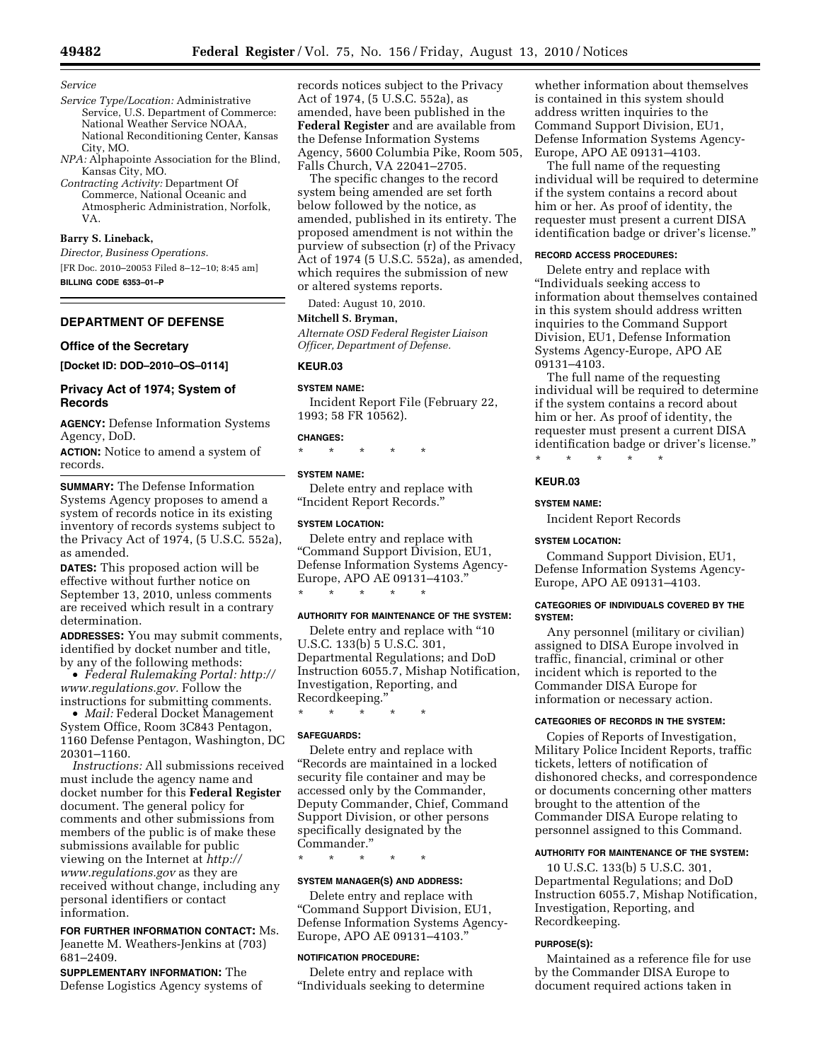*Service*

*Service Type/Location:* Administrative Service, U.S. Department of Commerce: National Weather Service NOAA, National Reconditioning Center, Kansas City, MO.

*NPA:* Alphapointe Association for the Blind, Kansas City, MO.

*Contracting Activity:* Department Of Commerce, National Oceanic and Atmospheric Administration, Norfolk, VA.

**Barry S. Lineback,**

*Director, Business Operations.*

[FR Doc. 2010–20053 Filed 8–12–10; 8:45 am]

**BILLING CODE 6353–01–P**

## DEPARTMENT OF DEFENSE

### Office of the Secretary

**[Docket ID: DOD–2010–OS–0114]**

### Privacy Act of 1974; System of Records

**AGENCY:** Defense Information Systems Agency, DoD.

**ACTION:** Notice to amend a system of records.

**SUMMARY:** The Defense Information Systems Agency proposes to amend a system of records notice in its existing inventory of records systems subject to the Privacy Act of 1974, (5 U.S.C. 552a), as amended.

**DATES:** This proposed action will be effective without further notice on September 13, 2010, unless comments are received which result in a contrary determination.

**ADDRESSES:** You may submit comments, identified by docket number and title, by any of the following methods:

- *Federal Rulemaking Portal: http://www.regulations.gov.* Follow the instructions for submitting comments.
- *Mail:* Federal Docket Management System Office, Room 3C843 Pentagon, 1160 Defense Pentagon, Washington, DC 20301–1160.

*Instructions:* All submissions received must include the agency name and docket number for this **Federal Register** document. The general policy for comments and other submissions from members of the public is of make these submissions available for public viewing on the Internet at *http://www.regulations.gov* as they are received without change, including any personal identifiers or contact information.

**FOR FURTHER INFORMATION CONTACT:** Ms. Jeanette M. Weathers-Jenkins at (703) 681–2409.

**SUPPLEMENTARY INFORMATION:** The Defense Logistics Agency systems of records notices subject to the Privacy Act of 1974, (5 U.S.C. 552a), as amended, have been published in the **Federal Register** and are available from the Defense Information Systems Agency, 5600 Columbia Pike, Room 505, Falls Church, VA 22041–2705.

The specific changes to the record system being amended are set forth below followed by the notice, as amended, published in its entirety. The proposed amendment is not within the purview of subsection (r) of the Privacy Act of 1974 (5 U.S.C. 552a), as amended, which requires the submission of new or altered systems reports.

Dated: August 10, 2010.

**Mitchell S. Bryman,**

*Alternate OSD Federal Register Liaison Officer, Department of Defense.*

### KEUR.03

**SYSTEM NAME:**

Incident Report File (February 22, 1993; 58 FR 10562).

**CHANGES:**

\* \* \* \* \*

**SYSTEM NAME:**

Delete entry and replace with "Incident Report Records."

**SYSTEM LOCATION:**

Delete entry and replace with "Command Support Division, EU1, Defense Information Systems Agency-Europe, APO AE 09131–4103."

\* \* \* \* \*

**AUTHORITY FOR MAINTENANCE OF THE SYSTEM:**

Delete entry and replace with "10 U.S.C. 133(b) 5 U.S.C. 301, Departmental Regulations; and DoD Instruction 6055.7, Mishap Notification, Investigation, Reporting, and Recordkeeping."

\* \* \* \* \*

**SAFEGUARDS:**

Delete entry and replace with "Records are maintained in a locked security file container and may be accessed only by the Commander, Deputy Commander, Chief, Command Support Division, or other persons specifically designated by the Commander."

\* \* \* \* \*

**SYSTEM MANAGER(S) AND ADDRESS:**

Delete entry and replace with "Command Support Division, EU1, Defense Information Systems Agency-Europe, APO AE 09131–4103."

**NOTIFICATION PROCEDURE:**

Delete entry and replace with "Individuals seeking to determine whether information about themselves is contained in this system should address written inquiries to the Command Support Division, EU1, Defense Information Systems Agency-Europe, APO AE 09131–4103.

The full name of the requesting individual will be required to determine if the system contains a record about him or her. As proof of identity, the requester must present a current DISA identification badge or driver's license."

**RECORD ACCESS PROCEDURES:**

Delete entry and replace with "Individuals seeking access to information about themselves contained in this system should address written inquiries to the Command Support Division, EU1, Defense Information Systems Agency-Europe, APO AE 09131–4103.

The full name of the requesting individual will be required to determine if the system contains a record about him or her. As proof of identity, the requester must present a current DISA identification badge or driver's license."

\* \* \* \* \*

### KEUR.03

**SYSTEM NAME:**

Incident Report Records

**SYSTEM LOCATION:**

Command Support Division, EU1, Defense Information Systems Agency-Europe, APO AE 09131–4103.

**CATEGORIES OF INDIVIDUALS COVERED BY THE SYSTEM:**

Any personnel (military or civilian) assigned to DISA Europe involved in traffic, financial, criminal or other incident which is reported to the Commander DISA Europe for information or necessary action.

**CATEGORIES OF RECORDS IN THE SYSTEM:**

Copies of Reports of Investigation, Military Police Incident Reports, traffic tickets, letters of notification of dishonored checks, and correspondence or documents concerning other matters brought to the attention of the Commander DISA Europe relating to personnel assigned to this Command.

**AUTHORITY FOR MAINTENANCE OF THE SYSTEM:**

10 U.S.C. 133(b) 5 U.S.C. 301, Departmental Regulations; and DoD Instruction 6055.7, Mishap Notification, Investigation, Reporting, and Recordkeeping.

**PURPOSE(S):**

Maintained as a reference file for use by the Commander DISA Europe to document required actions taken in